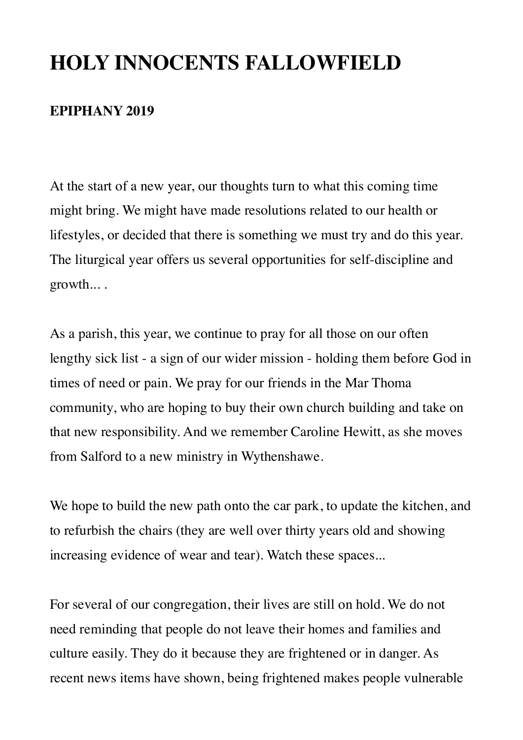# HOLY INNOCENTS FALLOWFIELD

**EPIPHANY 2019**

At the start of a new year, our thoughts turn to what this coming time might bring. We might have made resolutions related to our health or lifestyles, or decided that there is something we must try and do this year. The liturgical year offers us several opportunities for self-discipline and growth... .

As a parish, this year, we continue to pray for all those on our often lengthy sick list - a sign of our wider mission - holding them before God in times of need or pain. We pray for our friends in the Mar Thoma community, who are hoping to buy their own church building and take on that new responsibility. And we remember Caroline Hewitt, as she moves from Salford to a new ministry in Wythenshawe.

We hope to build the new path onto the car park, to update the kitchen, and to refurbish the chairs (they are well over thirty years old and showing increasing evidence of wear and tear). Watch these spaces...

For several of our congregation, their lives are still on hold. We do not need reminding that people do not leave their homes and families and culture easily. They do it because they are frightened or in danger. As recent news items have shown, being frightened makes people vulnerable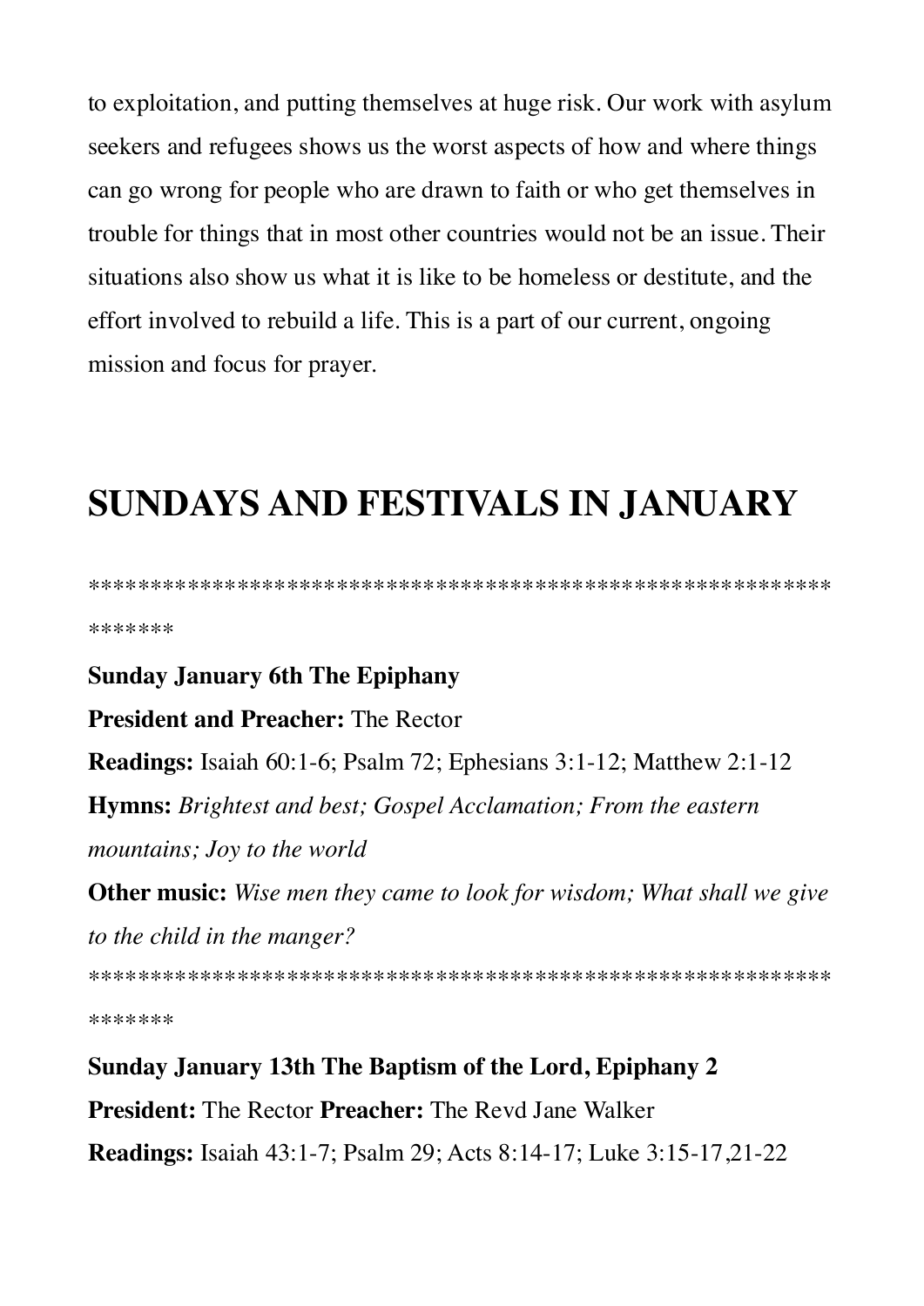to exploitation, and putting themselves at huge risk. Our work with asylum seekers and refugees shows us the worst aspects of how and where things can go wrong for people who are drawn to faith or who get themselves in trouble for things that in most other countries would not be an issue. Their situations also show us what it is like to be homeless or destitute, and the effort involved to rebuild a life. This is a part of our current, ongoing mission and focus for prayer.

# SUNDAYS AND FESTIVALS IN JANUARY

****************************************************************

**Sunday January 6th The Epiphany**

**President and Preacher:** The Rector

**Readings:** Isaiah 60:1-6; Psalm 72; Ephesians 3:1-12; Matthew 2:1-12

**Hymns:** *Brightest and best; Gospel Acclamation; From the eastern mountains; Joy to the world*

**Other music:** *Wise men they came to look for wisdom; What shall we give to the child in the manger?*

****************************************************************

**Sunday January 13th The Baptism of the Lord, Epiphany 2**

**President:** The Rector **Preacher:** The Revd Jane Walker

**Readings:** Isaiah 43:1-7; Psalm 29; Acts 8:14-17; Luke 3:15-17,21-22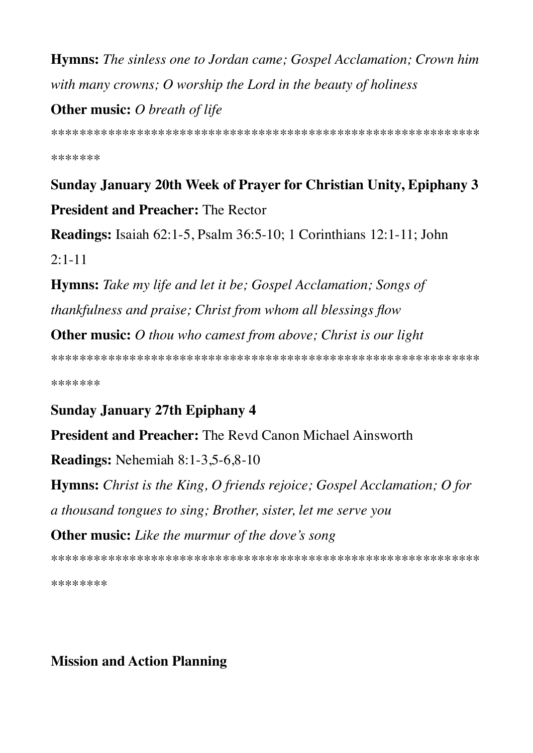**Hymns:** *The sinless one to Jordan came; Gospel Acclamation; Crown him with many crowns; O worship the Lord in the beauty of holiness*

**Other music:** *O breath of life*

****************************************************************

**Sunday January 20th Week of Prayer for Christian Unity, Epiphany 3**

**President and Preacher:** The Rector

**Readings:** Isaiah 62:1-5, Psalm 36:5-10; 1 Corinthians 12:1-11; John 2:1-11

**Hymns:** *Take my life and let it be; Gospel Acclamation; Songs of thankfulness and praise; Christ from whom all blessings flow*

**Other music:** *O thou who camest from above; Christ is our light*

****************************************************************

**Sunday January 27th Epiphany 4**

**President and Preacher:** The Revd Canon Michael Ainsworth

**Readings:** Nehemiah 8:1-3,5-6,8-10

**Hymns:** *Christ is the King, O friends rejoice; Gospel Acclamation; O for a thousand tongues to sing; Brother, sister, let me serve you*

**Other music:** *Like the murmur of the dove's song*

*****************************************************************

**Mission and Action Planning**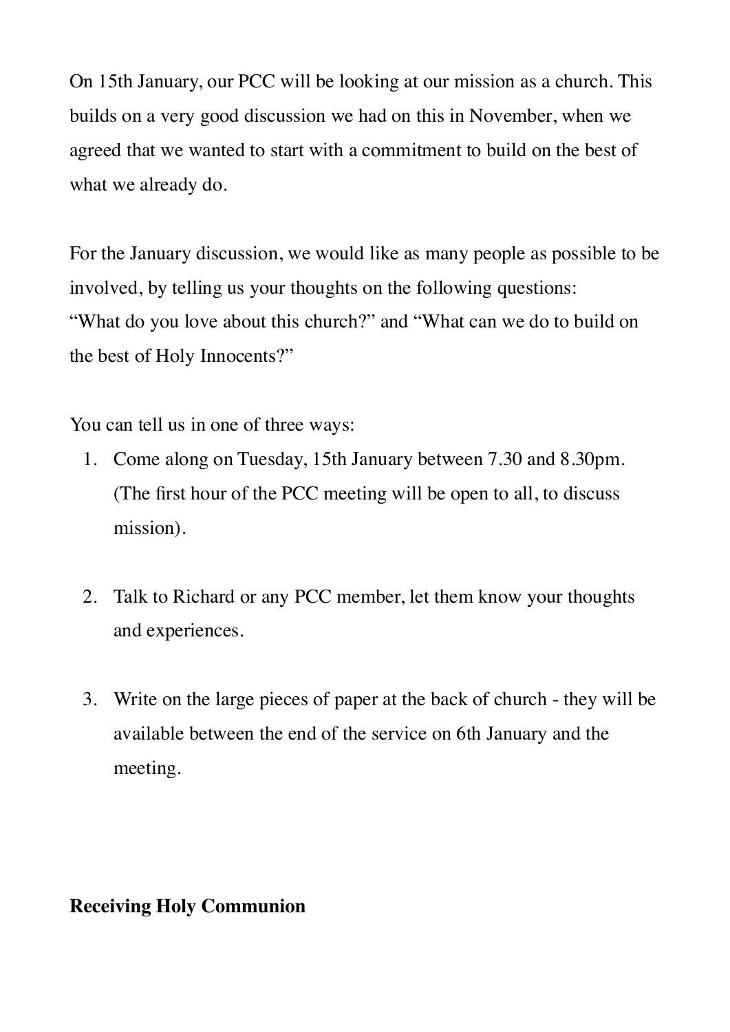On 15th January, our PCC will be looking at our mission as a church. This builds on a very good discussion we had on this in November, when we agreed that we wanted to start with a commitment to build on the best of what we already do.

For the January discussion, we would like as many people as possible to be involved, by telling us your thoughts on the following questions:
"What do you love about this church?" and "What can we do to build on the best of Holy Innocents?"

You can tell us in one of three ways:

1. Come along on Tuesday, 15th January between 7.30 and 8.30pm. (The first hour of the PCC meeting will be open to all, to discuss mission).

2. Talk to Richard or any PCC member, let them know your thoughts and experiences.

3. Write on the large pieces of paper at the back of church - they will be available between the end of the service on 6th January and the meeting.

**Receiving Holy Communion**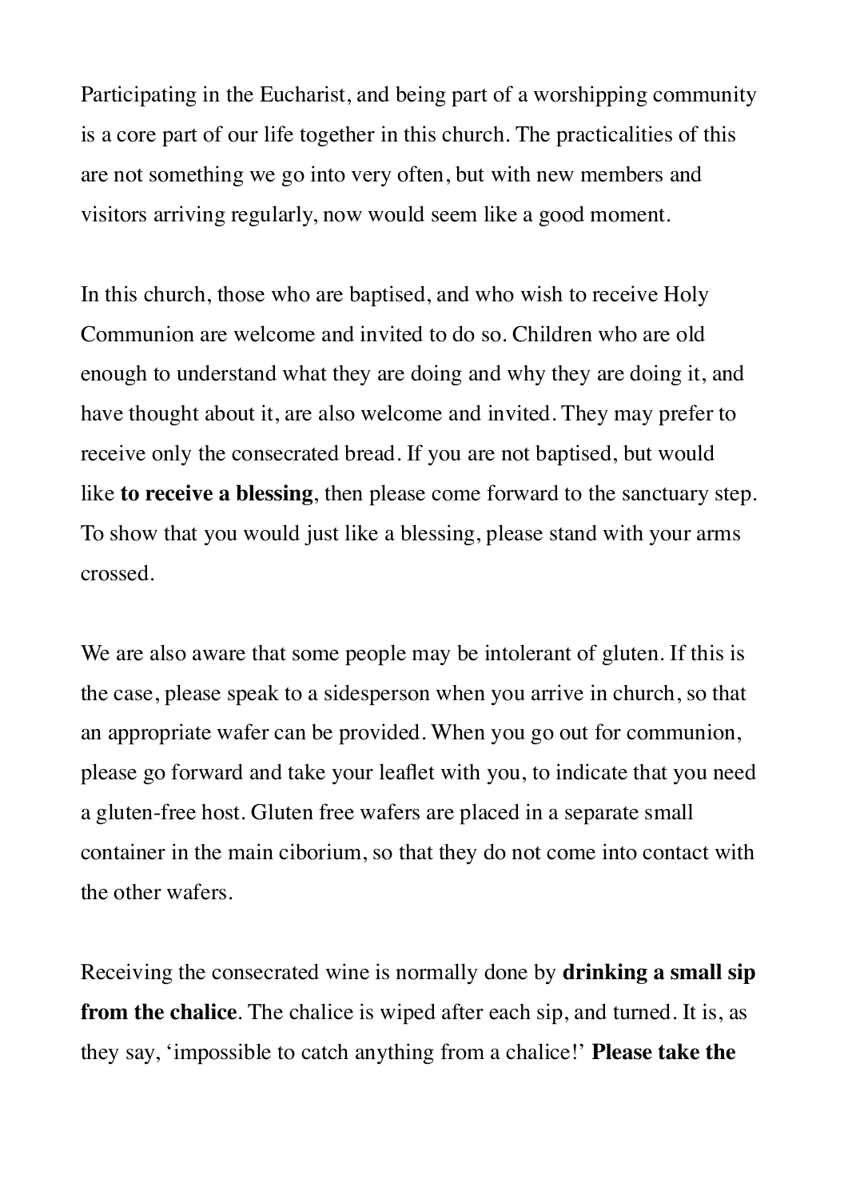Participating in the Eucharist, and being part of a worshipping community is a core part of our life together in this church. The practicalities of this are not something we go into very often, but with new members and visitors arriving regularly, now would seem like a good moment.

In this church, those who are baptised, and who wish to receive Holy Communion are welcome and invited to do so. Children who are old enough to understand what they are doing and why they are doing it, and have thought about it, are also welcome and invited. They may prefer to receive only the consecrated bread. If you are not baptised, but would like **to receive a blessing**, then please come forward to the sanctuary step. To show that you would just like a blessing, please stand with your arms crossed.

We are also aware that some people may be intolerant of gluten. If this is the case, please speak to a sidesperson when you arrive in church, so that an appropriate wafer can be provided. When you go out for communion, please go forward and take your leaflet with you, to indicate that you need a gluten-free host. Gluten free wafers are placed in a separate small container in the main ciborium, so that they do not come into contact with the other wafers.

Receiving the consecrated wine is normally done by **drinking a small sip from the chalice**. The chalice is wiped after each sip, and turned. It is, as they say, 'impossible to catch anything from a chalice!' **Please take the**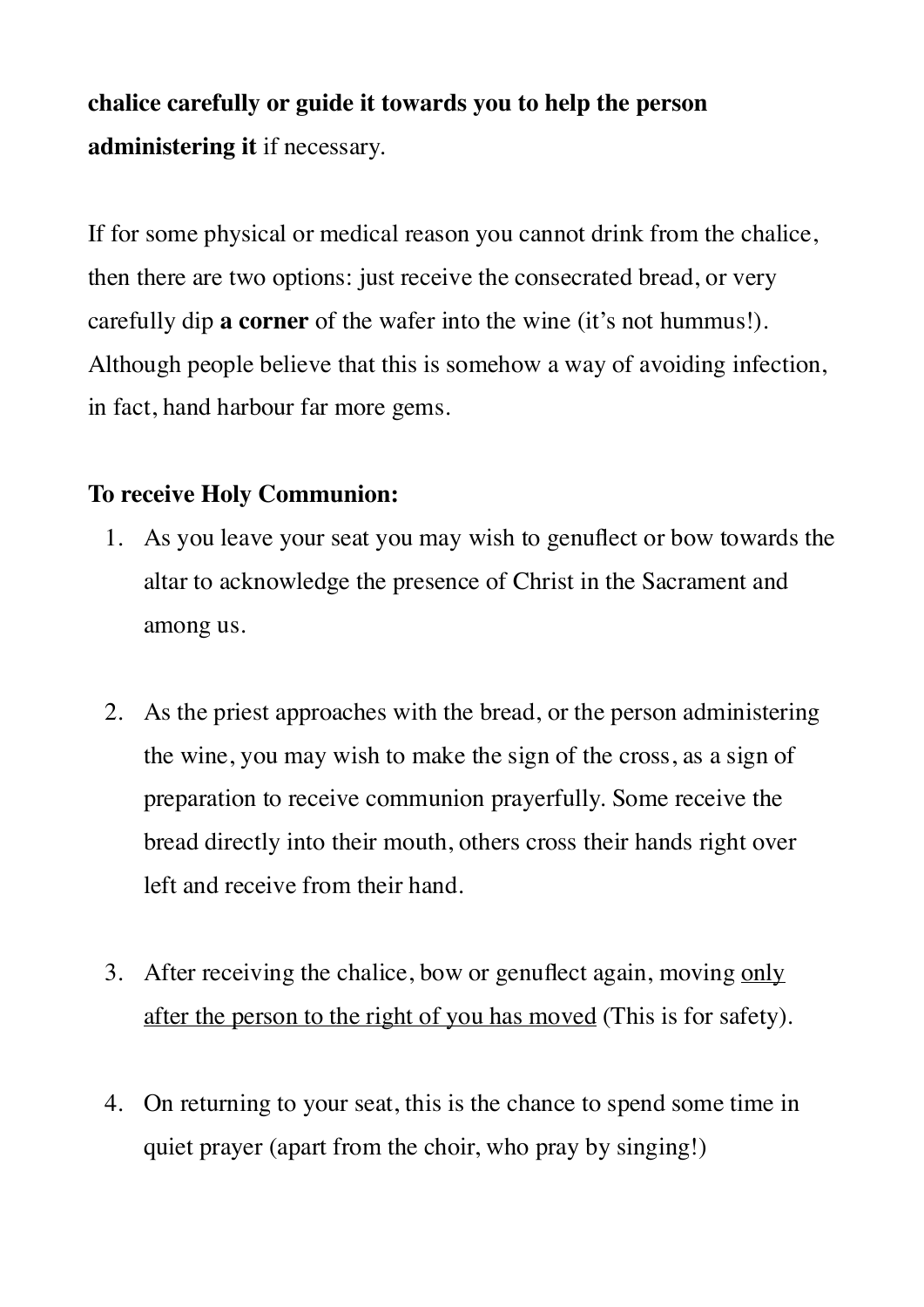**chalice carefully or guide it towards you to help the person administering it** if necessary.

If for some physical or medical reason you cannot drink from the chalice, then there are two options: just receive the consecrated bread, or very carefully dip **a corner** of the wafer into the wine (it's not hummus!). Although people believe that this is somehow a way of avoiding infection, in fact, hand harbour far more gems.

**To receive Holy Communion:**

1. As you leave your seat you may wish to genuflect or bow towards the altar to acknowledge the presence of Christ in the Sacrament and among us.

2. As the priest approaches with the bread, or the person administering the wine, you may wish to make the sign of the cross, as a sign of preparation to receive communion prayerfully. Some receive the bread directly into their mouth, others cross their hands right over left and receive from their hand.

3. After receiving the chalice, bow or genuflect again, moving <u>only after the person to the right of you has moved</u> (This is for safety).

4. On returning to your seat, this is the chance to spend some time in quiet prayer (apart from the choir, who pray by singing!)